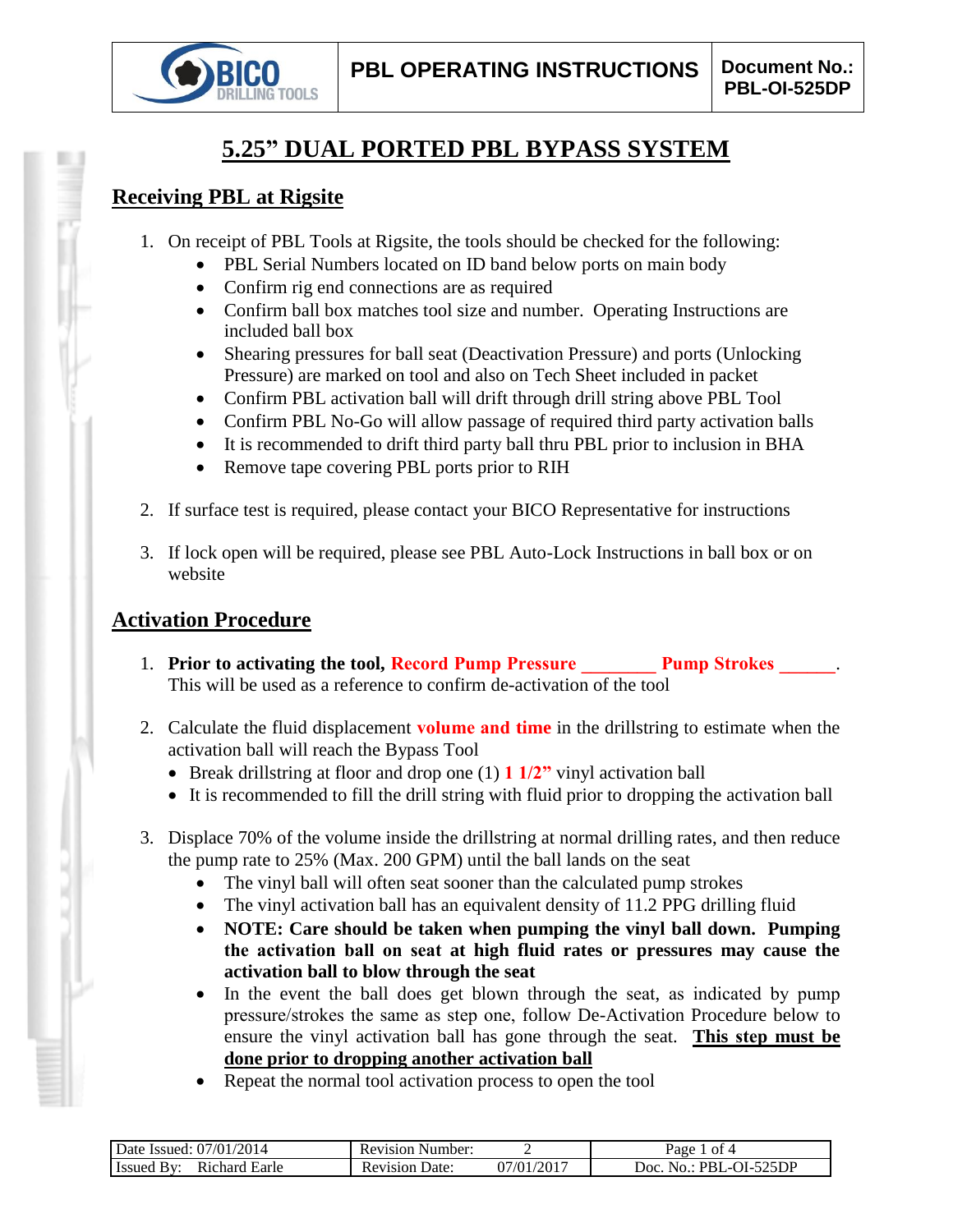# 5.25" DUAL PORTED PBL BYPASS SYSTEM

## Receiving PBL at Rigsite

1. On receipt of PBL Tools at Rigsite, the tools should be checked for the following:
   - PBL Serial Numbers located on ID band below ports on main body
   - Confirm rig end connections are as required
   - Confirm ball box matches tool size and number. Operating Instructions are included ball box
   - Shearing pressures for ball seat (Deactivation Pressure) and ports (Unlocking Pressure) are marked on tool and also on Tech Sheet included in packet
   - Confirm PBL activation ball will drift through drill string above PBL Tool
   - Confirm PBL No-Go will allow passage of required third party activation balls
   - It is recommended to drift third party ball thru PBL prior to inclusion in BHA
   - Remove tape covering PBL ports prior to RIH

2. If surface test is required, please contact your BICO Representative for instructions

3. If lock open will be required, please see PBL Auto-Lock Instructions in ball box or on website

## Activation Procedure

1. **Prior to activating the tool, Record Pump Pressure ________ Pump Strokes ______.** This will be used as a reference to confirm de-activation of the tool

2. Calculate the fluid displacement **volume and time** in the drillstring to estimate when the activation ball will reach the Bypass Tool
   - Break drillstring at floor and drop one (1) **1 1/2"** vinyl activation ball
   - It is recommended to fill the drill string with fluid prior to dropping the activation ball

3. Displace 70% of the volume inside the drillstring at normal drilling rates, and then reduce the pump rate to 25% (Max. 200 GPM) until the ball lands on the seat
   - The vinyl ball will often seat sooner than the calculated pump strokes
   - The vinyl activation ball has an equivalent density of 11.2 PPG drilling fluid
   - **NOTE: Care should be taken when pumping the vinyl ball down. Pumping the activation ball on seat at high fluid rates or pressures may cause the activation ball to blow through the seat**
   - In the event the ball does get blown through the seat, as indicated by pump pressure/strokes the same as step one, follow De-Activation Procedure below to ensure the vinyl activation ball has gone through the seat. **This step must be done prior to dropping another activation ball**
   - Repeat the normal tool activation process to open the tool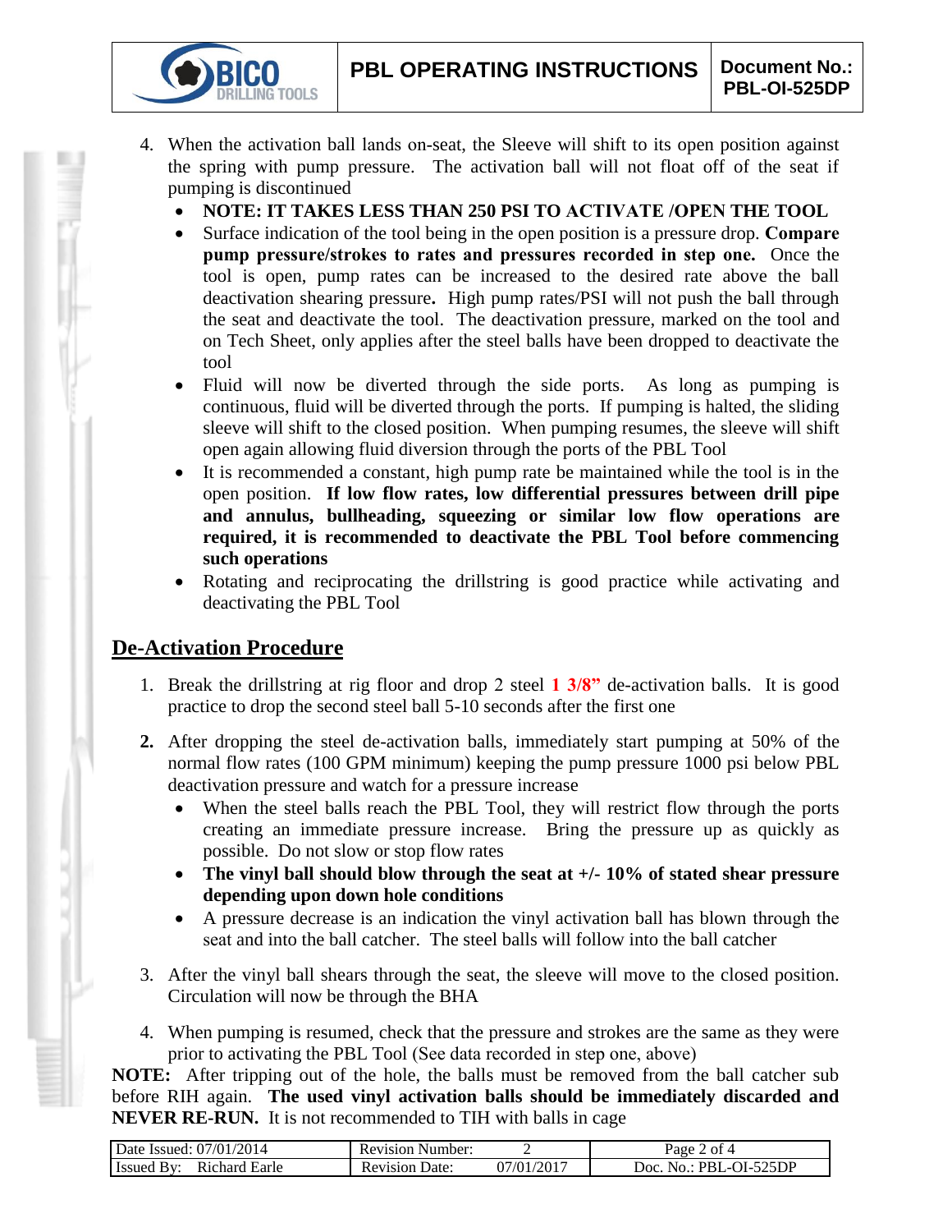4. When the activation ball lands on-seat, the Sleeve will shift to its open position against the spring with pump pressure. The activation ball will not float off of the seat if pumping is discontinued
   - **NOTE: IT TAKES LESS THAN 250 PSI TO ACTIVATE /OPEN THE TOOL**
   - Surface indication of the tool being in the open position is a pressure drop. **Compare pump pressure/strokes to rates and pressures recorded in step one.** Once the tool is open, pump rates can be increased to the desired rate above the ball deactivation shearing pressure**.** High pump rates/PSI will not push the ball through the seat and deactivate the tool. The deactivation pressure, marked on the tool and on Tech Sheet, only applies after the steel balls have been dropped to deactivate the tool
   - Fluid will now be diverted through the side ports. As long as pumping is continuous, fluid will be diverted through the ports. If pumping is halted, the sliding sleeve will shift to the closed position. When pumping resumes, the sleeve will shift open again allowing fluid diversion through the ports of the PBL Tool
   - It is recommended a constant, high pump rate be maintained while the tool is in the open position. **If low flow rates, low differential pressures between drill pipe and annulus, bullheading, squeezing or similar low flow operations are required, it is recommended to deactivate the PBL Tool before commencing such operations**
   - Rotating and reciprocating the drillstring is good practice while activating and deactivating the PBL Tool

## De-Activation Procedure

1. Break the drillstring at rig floor and drop 2 steel **1 3/8"** de-activation balls. It is good practice to drop the second steel ball 5-10 seconds after the first one

2. After dropping the steel de-activation balls, immediately start pumping at 50% of the normal flow rates (100 GPM minimum) keeping the pump pressure 1000 psi below PBL deactivation pressure and watch for a pressure increase
   - When the steel balls reach the PBL Tool, they will restrict flow through the ports creating an immediate pressure increase. Bring the pressure up as quickly as possible. Do not slow or stop flow rates
   - **The vinyl ball should blow through the seat at +/- 10% of stated shear pressure depending upon down hole conditions**
   - A pressure decrease is an indication the vinyl activation ball has blown through the seat and into the ball catcher. The steel balls will follow into the ball catcher

3. After the vinyl ball shears through the seat, the sleeve will move to the closed position. Circulation will now be through the BHA

4. When pumping is resumed, check that the pressure and strokes are the same as they were prior to activating the PBL Tool (See data recorded in step one, above)

**NOTE:** After tripping out of the hole, the balls must be removed from the ball catcher sub before RIH again. **The used vinyl activation balls should be immediately discarded and NEVER RE-RUN.** It is not recommended to TIH with balls in cage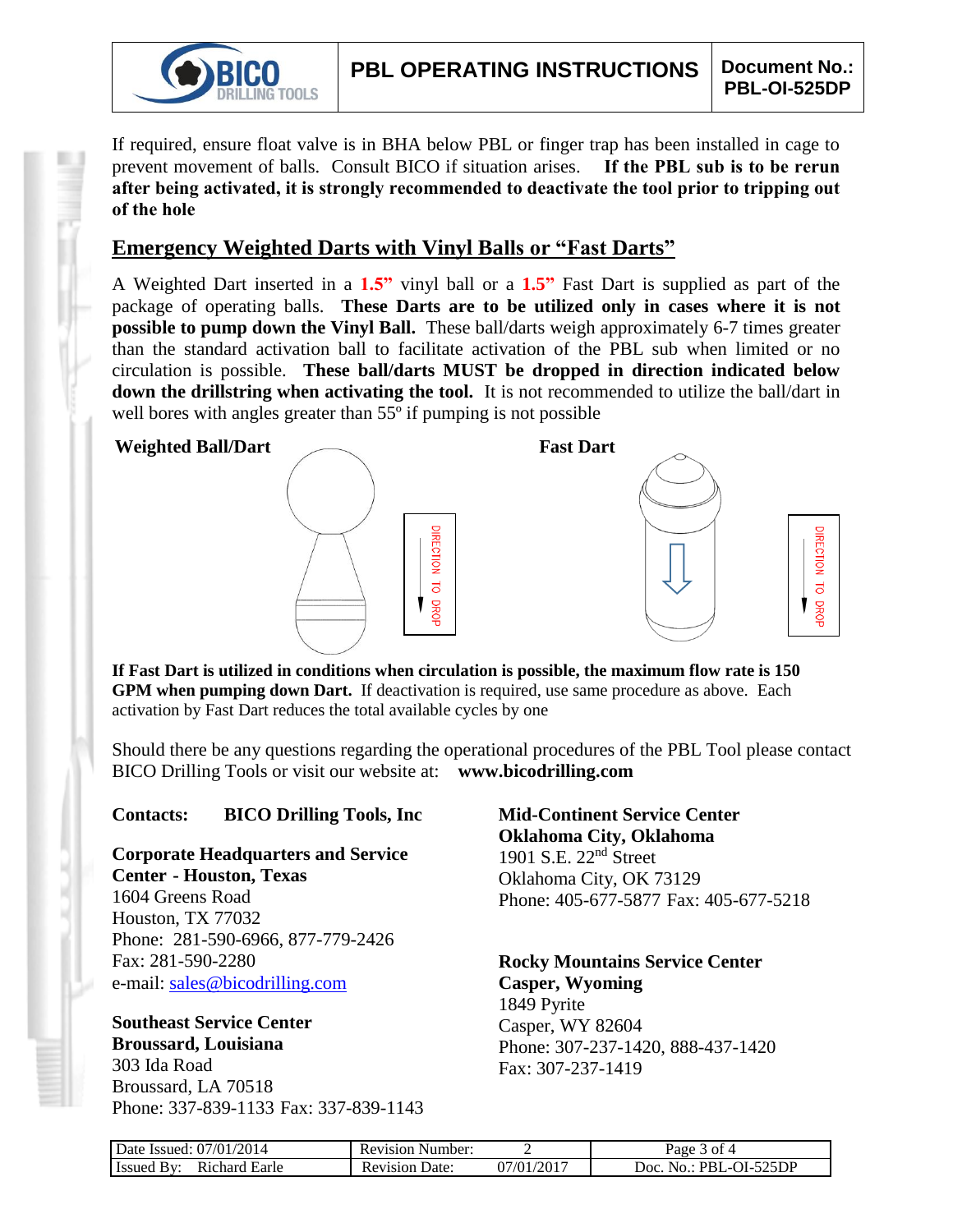If required, ensure float valve is in BHA below PBL or finger trap has been installed in cage to prevent movement of balls. Consult BICO if situation arises. **If the PBL sub is to be rerun after being activated, it is strongly recommended to deactivate the tool prior to tripping out of the hole**

## Emergency Weighted Darts with Vinyl Balls or "Fast Darts"

A Weighted Dart inserted in a **1.5"** vinyl ball or a **1.5"** Fast Dart is supplied as part of the package of operating balls. **These Darts are to be utilized only in cases where it is not possible to pump down the Vinyl Ball.** These ball/darts weigh approximately 6-7 times greater than the standard activation ball to facilitate activation of the PBL sub when limited or no circulation is possible. **These ball/darts MUST be dropped in direction indicated below down the drillstring when activating the tool.** It is not recommended to utilize the ball/dart in well bores with angles greater than 55º if pumping is not possible

**Weighted Ball/Dart**

DIRECTION TO DROP

**Fast Dart**

DIRECTION TO DROP

**If Fast Dart is utilized in conditions when circulation is possible, the maximum flow rate is 150 GPM when pumping down Dart.** If deactivation is required, use same procedure as above. Each activation by Fast Dart reduces the total available cycles by one

Should there be any questions regarding the operational procedures of the PBL Tool please contact BICO Drilling Tools or visit our website at: **www.bicodrilling.com**

**Contacts: BICO Drilling Tools, Inc**

**Corporate Headquarters and Service Center - Houston, Texas**
1604 Greens Road
Houston, TX 77032
Phone: 281-590-6966, 877-779-2426
Fax: 281-590-2280
e-mail: sales@bicodrilling.com

**Southeast Service Center**
**Broussard, Louisiana**
303 Ida Road
Broussard, LA 70518
Phone: 337-839-1133 Fax: 337-839-1143

**Mid-Continent Service Center**
**Oklahoma City, Oklahoma**
1901 S.E. 22nd Street
Oklahoma City, OK 73129
Phone: 405-677-5877 Fax: 405-677-5218

**Rocky Mountains Service Center**
**Casper, Wyoming**
1849 Pyrite
Casper, WY 82604
Phone: 307-237-1420, 888-437-1420
Fax: 307-237-1419

| Date Issued: 07/01/2014 | Revision Number: 2 | |
|---|---|---|
| Issued By: Richard Earle | Revision Date: 07/01/2017 | Doc. No.: PBL-OI-525DP |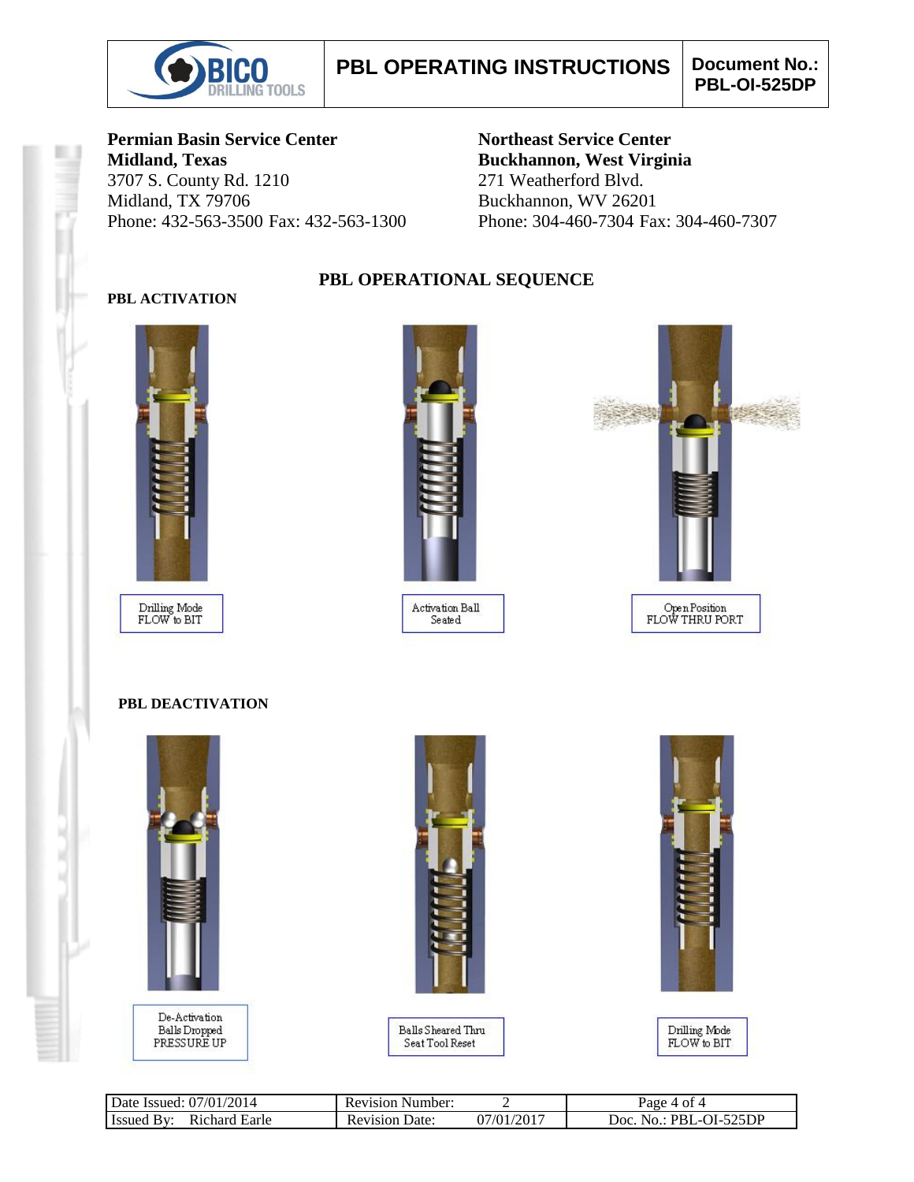**Permian Basin Service Center**
**Midland, Texas**
3707 S. County Rd. 1210
Midland, TX 79706
Phone: 432-563-3500 Fax: 432-563-1300

**Northeast Service Center**
**Buckhannon, West Virginia**
271 Weatherford Blvd.
Buckhannon, WV 26201
Phone: 304-460-7304 Fax: 304-460-7307

## PBL OPERATIONAL SEQUENCE

### PBL ACTIVATION

Drilling Mode
FLOW to BIT

Activation Ball
Seated

Open Position
FLOW THRU PORT

### PBL DEACTIVATION

De-Activation
Balls Dropped
PRESSURE UP

Balls Sheared Thru
Seat Tool Reset

Drilling Mode
FLOW to BIT

| | | |
|---|---|---|
| Date Issued: 07/01/2014 | Revision Number: 2 | Page 4 of 4 |
| Issued By: Richard Earle | Revision Date: 07/01/2017 | Doc. No.: PBL-OI-525DP |